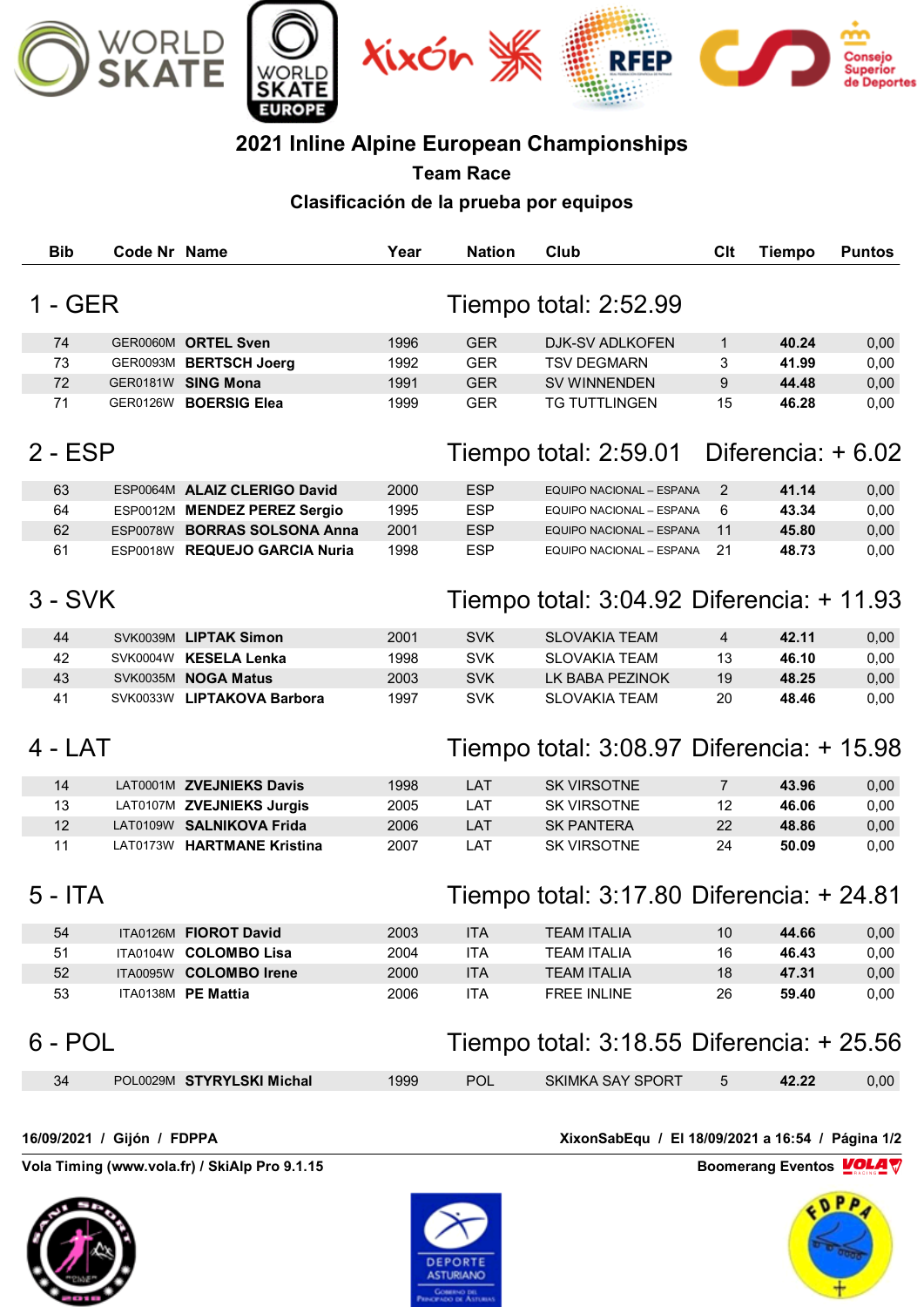# 2021 Inline Alpine European Championships

## Team Race

### Clasificación de la prueba por equipos

| Bib | Code Nr | Name | Year | Nation | Club | Clt | Tiempo | Puntos |
|---|---|---|---|---|---|---|---|---|
| **1 - GER** | | | | **Tiempo total: 2:52.99** | | | | |
| 74 | GER0060M | **ORTEL Sven** | 1996 | GER | DJK-SV ADLKOFEN | 1 | **40.24** | 0,00 |
| 73 | GER0093M | **BERTSCH Joerg** | 1992 | GER | TSV DEGMARN | 3 | **41.99** | 0,00 |
| 72 | GER0181W | **SING Mona** | 1991 | GER | SV WINNENDEN | 9 | **44.48** | 0,00 |
| 71 | GER0126W | **BOERSIG Elea** | 1999 | GER | TG TUTTLINGEN | 15 | **46.28** | 0,00 |
| **2 - ESP** | | | | **Tiempo total: 2:59.01** | **Diferencia: + 6.02** | | | |
| 63 | ESP0064M | **ALAIZ CLERIGO David** | 2000 | ESP | EQUIPO NACIONAL – ESPANA | 2 | **41.14** | 0,00 |
| 64 | ESP0012M | **MENDEZ PEREZ Sergio** | 1995 | ESP | EQUIPO NACIONAL – ESPANA | 6 | **43.34** | 0,00 |
| 62 | ESP0078W | **BORRAS SOLSONA Anna** | 2001 | ESP | EQUIPO NACIONAL – ESPANA | 11 | **45.80** | 0,00 |
| 61 | ESP0018W | **REQUEJO GARCIA Nuria** | 1998 | ESP | EQUIPO NACIONAL – ESPANA | 21 | **48.73** | 0,00 |
| **3 - SVK** | | | | **Tiempo total: 3:04.92** | **Diferencia: + 11.93** | | | |
| 44 | SVK0039M | **LIPTAK Simon** | 2001 | SVK | SLOVAKIA TEAM | 4 | **42.11** | 0,00 |
| 42 | SVK0004W | **KESELA Lenka** | 1998 | SVK | SLOVAKIA TEAM | 13 | **46.10** | 0,00 |
| 43 | SVK0035M | **NOGA Matus** | 2003 | SVK | LK BABA PEZINOK | 19 | **48.25** | 0,00 |
| 41 | SVK0033W | **LIPTAKOVA Barbora** | 1997 | SVK | SLOVAKIA TEAM | 20 | **48.46** | 0,00 |
| **4 - LAT** | | | | **Tiempo total: 3:08.97** | **Diferencia: + 15.98** | | | |
| 14 | LAT0001M | **ZVEJNIEKS Davis** | 1998 | LAT | SK VIRSOTNE | 7 | **43.96** | 0,00 |
| 13 | LAT0107M | **ZVEJNIEKS Jurgis** | 2005 | LAT | SK VIRSOTNE | 12 | **46.06** | 0,00 |
| 12 | LAT0109W | **SALNIKOVA Frida** | 2006 | LAT | SK PANTERA | 22 | **48.86** | 0,00 |
| 11 | LAT0173W | **HARTMANE Kristina** | 2007 | LAT | SK VIRSOTNE | 24 | **50.09** | 0,00 |
| **5 - ITA** | | | | **Tiempo total: 3:17.80** | **Diferencia: + 24.81** | | | |
| 54 | ITA0126M | **FIOROT David** | 2003 | ITA | TEAM ITALIA | 10 | **44.66** | 0,00 |
| 51 | ITA0104W | **COLOMBO Lisa** | 2004 | ITA | TEAM ITALIA | 16 | **46.43** | 0,00 |
| 52 | ITA0095W | **COLOMBO Irene** | 2000 | ITA | TEAM ITALIA | 18 | **47.31** | 0,00 |
| 53 | ITA0138M | **PE Mattia** | 2006 | ITA | FREE INLINE | 26 | **59.40** | 0,00 |
| **6 - POL** | | | | **Tiempo total: 3:18.55** | **Diferencia: + 25.56** | | | |
| 34 | POL0029M | **STYRYLSKI Michal** | 1999 | POL | SKIMKA SAY SPORT | 5 | **42.22** | 0,00 |

**16/09/2021 / Gijón / FDPPA** — **XixonSabEqu / El 18/09/2021 a 16:54**

**Vola Timing (www.vola.fr) / SkiAlp Pro 9.1.15** — **Boomerang Eventos**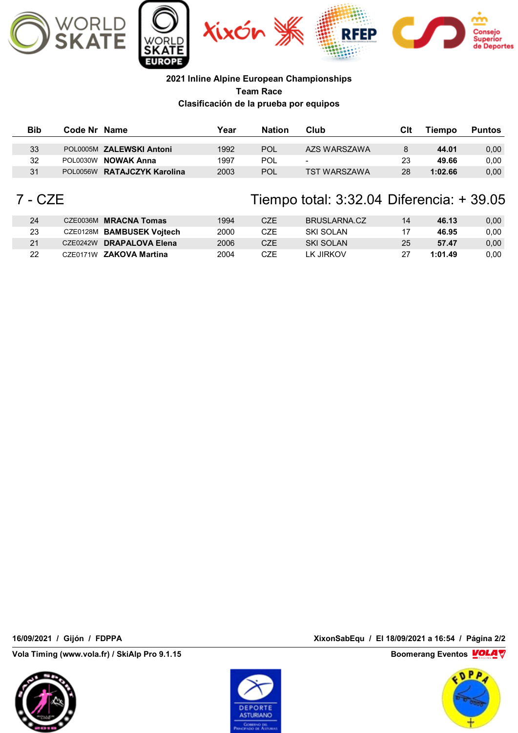**2021 Inline Alpine European Championships**
**Team Race**
**Clasificación de la prueba por equipos**

| Bib | Code Nr | Name | Year | Nation | Club | Clt | Tiempo | Puntos |
|---|---|---|---|---|---|---|---|---|
| 33 | POL0005M | **ZALEWSKI Antoni** | 1992 | POL | AZS WARSZAWA | 8 | **44.01** | 0,00 |
| 32 | POL0030W | **NOWAK Anna** | 1997 | POL | - | 23 | **49.66** | 0,00 |
| 31 | POL0056W | **RATAJCZYK Karolina** | 2003 | POL | TST WARSZAWA | 28 | **1:02.66** | 0,00 |

## 7 - CZE    Tiempo total: 3:32.04  Diferencia: + 39.05

| Bib | Code Nr | Name | Year | Nation | Club | Clt | Tiempo | Puntos |
|---|---|---|---|---|---|---|---|---|
| 24 | CZE0036M | **MRACNA Tomas** | 1994 | CZE | BRUSLARNA.CZ | 14 | **46.13** | 0,00 |
| 23 | CZE0128M | **BAMBUSEK Vojtech** | 2000 | CZE | SKI SOLAN | 17 | **46.95** | 0,00 |
| 21 | CZE0242W | **DRAPALOVA Elena** | 2006 | CZE | SKI SOLAN | 25 | **57.47** | 0,00 |
| 22 | CZE0171W | **ZAKOVA Martina** | 2004 | CZE | LK JIRKOV | 27 | **1:01.49** | 0,00 |

**16/09/2021 / Gijón / FDPPA**    **XixonSabEqu / El 18/09/2021 a 16:54**

**Vola Timing (www.vola.fr) / SkiAlp Pro 9.1.15**    **Boomerang Eventos**